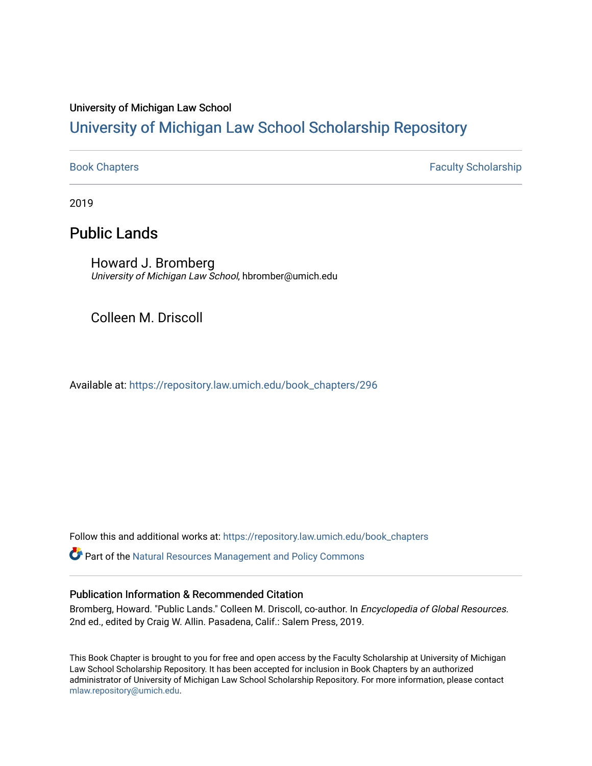University of Michigan Law School

# University of Michigan Law School Scholarship Repository

Book Chapters | Faculty Scholarship

2019

## Public Lands

Howard J. Bromberg
*University of Michigan Law School*, hbromber@umich.edu

Colleen M. Driscoll

Available at: https://repository.law.umich.edu/book_chapters/296

Follow this and additional works at: https://repository.law.umich.edu/book_chapters

Part of the Natural Resources Management and Policy Commons

### Publication Information & Recommended Citation

Bromberg, Howard. "Public Lands." Colleen M. Driscoll, co-author. In *Encyclopedia of Global Resources*. 2nd ed., edited by Craig W. Allin. Pasadena, Calif.: Salem Press, 2019.

This Book Chapter is brought to you for free and open access by the Faculty Scholarship at University of Michigan Law School Scholarship Repository. It has been accepted for inclusion in Book Chapters by an authorized administrator of University of Michigan Law School Scholarship Repository. For more information, please contact mlaw.repository@umich.edu.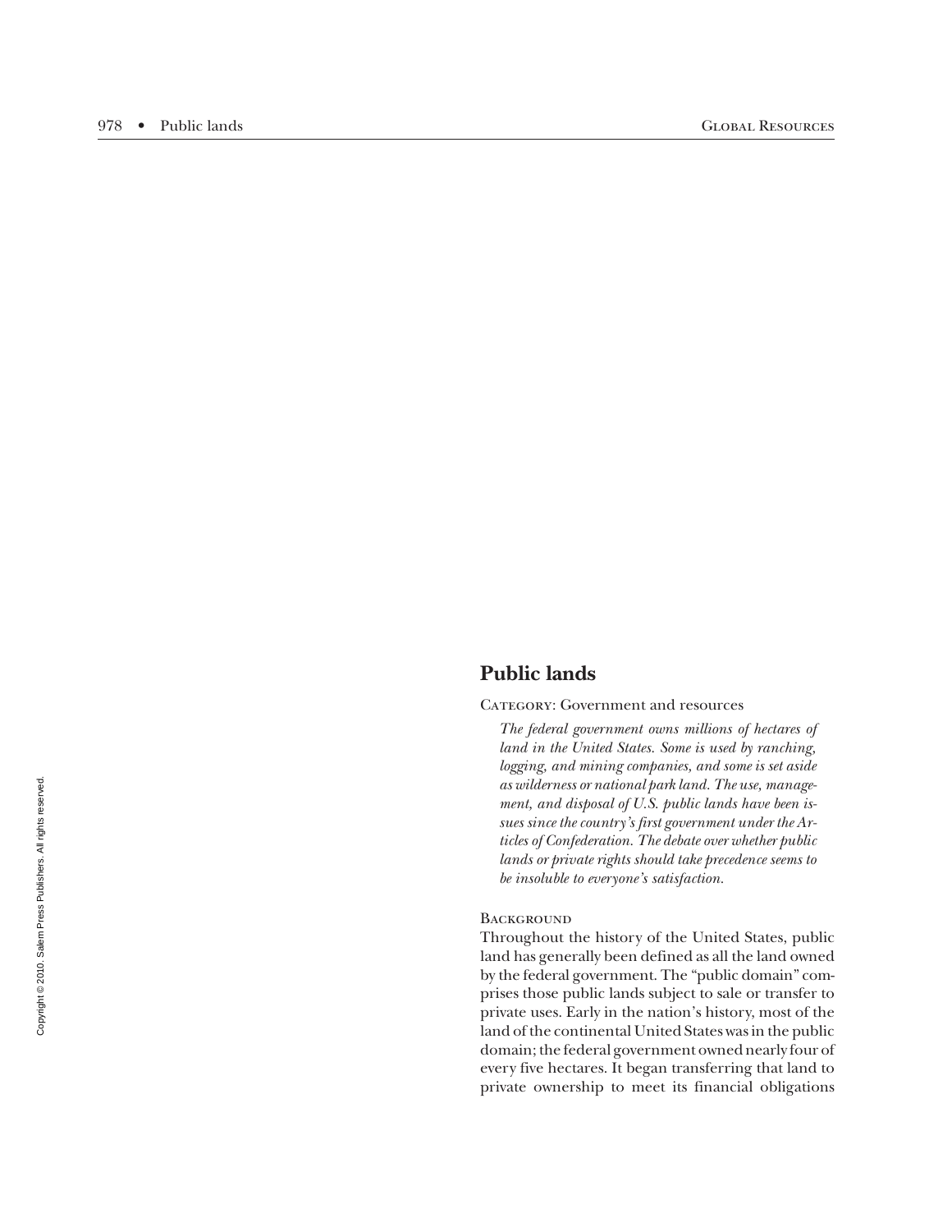## Public lands

Category: Government and resources

*The federal government owns millions of hectares of land in the United States. Some is used by ranching, logging, and mining companies, and some is set aside as wilderness or national park land. The use, management, and disposal of U.S. public lands have been issues since the country's first government under the Articles of Confederation. The debate over whether public lands or private rights should take precedence seems to be insoluble to everyone's satisfaction.*

### Background

Throughout the history of the United States, public land has generally been defined as all the land owned by the federal government. The "public domain" comprises those public lands subject to sale or transfer to private uses. Early in the nation's history, most of the land of the continental United States was in the public domain; the federal government owned nearly four of every five hectares. It began transferring that land to private ownership to meet its financial obligations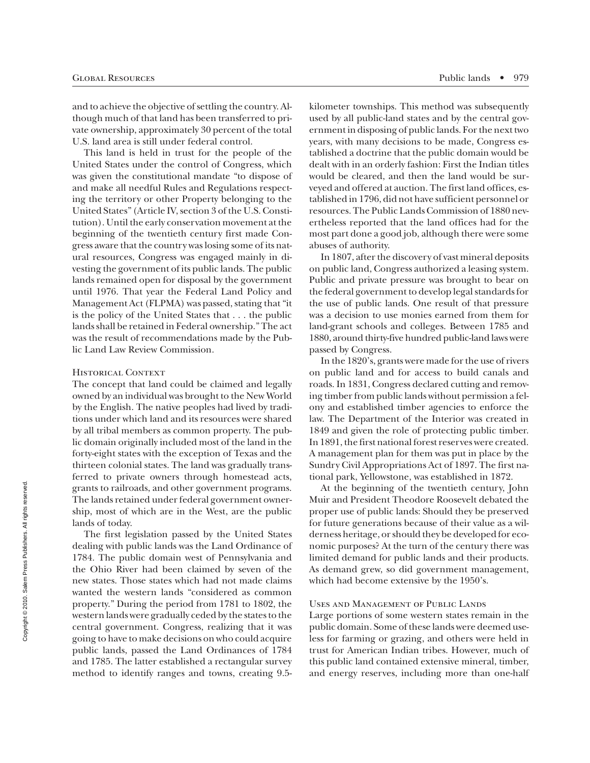and to achieve the objective of settling the country. Although much of that land has been transferred to private ownership, approximately 30 percent of the total U.S. land area is still under federal control.

This land is held in trust for the people of the United States under the control of Congress, which was given the constitutional mandate "to dispose of and make all needful Rules and Regulations respecting the territory or other Property belonging to the United States" (Article IV, section 3 of the U.S. Constitution). Until the early conservation movement at the beginning of the twentieth century first made Congress aware that the country was losing some of its natural resources, Congress was engaged mainly in divesting the government of its public lands. The public lands remained open for disposal by the government until 1976. That year the Federal Land Policy and Management Act (FLPMA) was passed, stating that "it is the policy of the United States that . . . the public lands shall be retained in Federal ownership." The act was the result of recommendations made by the Public Land Law Review Commission.

## Historical Context

The concept that land could be claimed and legally owned by an individual was brought to the New World by the English. The native peoples had lived by traditions under which land and its resources were shared by all tribal members as common property. The public domain originally included most of the land in the forty-eight states with the exception of Texas and the thirteen colonial states. The land was gradually transferred to private owners through homestead acts, grants to railroads, and other government programs. The lands retained under federal government ownership, most of which are in the West, are the public lands of today.

The first legislation passed by the United States dealing with public lands was the Land Ordinance of 1784. The public domain west of Pennsylvania and the Ohio River had been claimed by seven of the new states. Those states which had not made claims wanted the western lands "considered as common property." During the period from 1781 to 1802, the western lands were gradually ceded by the states to the central government. Congress, realizing that it was going to have to make decisions on who could acquire public lands, passed the Land Ordinances of 1784 and 1785. The latter established a rectangular survey method to identify ranges and towns, creating 9.5-kilometer townships. This method was subsequently used by all public-land states and by the central government in disposing of public lands. For the next two years, with many decisions to be made, Congress established a doctrine that the public domain would be dealt with in an orderly fashion: First the Indian titles would be cleared, and then the land would be surveyed and offered at auction. The first land offices, established in 1796, did not have sufficient personnel or resources. The Public Lands Commission of 1880 nevertheless reported that the land offices had for the most part done a good job, although there were some abuses of authority.

In 1807, after the discovery of vast mineral deposits on public land, Congress authorized a leasing system. Public and private pressure was brought to bear on the federal government to develop legal standards for the use of public lands. One result of that pressure was a decision to use monies earned from them for land-grant schools and colleges. Between 1785 and 1880, around thirty-five hundred public-land laws were passed by Congress.

In the 1820's, grants were made for the use of rivers on public land and for access to build canals and roads. In 1831, Congress declared cutting and removing timber from public lands without permission a felony and established timber agencies to enforce the law. The Department of the Interior was created in 1849 and given the role of protecting public timber. In 1891, the first national forest reserves were created. A management plan for them was put in place by the Sundry Civil Appropriations Act of 1897. The first national park, Yellowstone, was established in 1872.

At the beginning of the twentieth century, John Muir and President Theodore Roosevelt debated the proper use of public lands: Should they be preserved for future generations because of their value as a wilderness heritage, or should they be developed for economic purposes? At the turn of the century there was limited demand for public lands and their products. As demand grew, so did government management, which had become extensive by the 1950's.

## Uses and Management of Public Lands

Large portions of some western states remain in the public domain. Some of these lands were deemed useless for farming or grazing, and others were held in trust for American Indian tribes. However, much of this public land contained extensive mineral, timber, and energy reserves, including more than one-half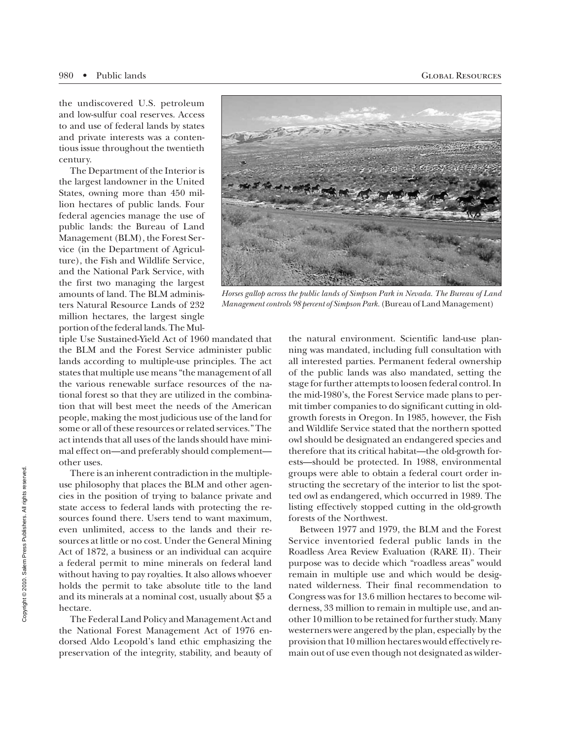the undiscovered U.S. petroleum and low-sulfur coal reserves. Access to and use of federal lands by states and private interests was a contentious issue throughout the twentieth century.

The Department of the Interior is the largest landowner in the United States, owning more than 450 million hectares of public lands. Four federal agencies manage the use of public lands: the Bureau of Land Management (BLM), the Forest Service (in the Department of Agriculture), the Fish and Wildlife Service, and the National Park Service, with the first two managing the largest amounts of land. The BLM administers Natural Resource Lands of 232 million hectares, the largest single portion of the federal lands. The Multiple Use Sustained-Yield Act of 1960 mandated that the BLM and the Forest Service administer public lands according to multiple-use principles. The act states that multiple use means "the management of all the various renewable surface resources of the national forest so that they are utilized in the combination that will best meet the needs of the American people, making the most judicious use of the land for some or all of these resources or related services." The act intends that all uses of the lands should have minimal effect on—and preferably should complement—other uses.

*Horses gallop across the public lands of Simpson Park in Nevada. The Bureau of Land Management controls 98 percent of Simpson Park.* (Bureau of Land Management)

There is an inherent contradiction in the multiple-use philosophy that places the BLM and other agencies in the position of trying to balance private and state access to federal lands with protecting the resources found there. Users tend to want maximum, even unlimited, access to the lands and their resources at little or no cost. Under the General Mining Act of 1872, a business or an individual can acquire a federal permit to mine minerals on federal land without having to pay royalties. It also allows whoever holds the permit to take absolute title to the land and its minerals at a nominal cost, usually about $5 a hectare.

The Federal Land Policy and Management Act and the National Forest Management Act of 1976 endorsed Aldo Leopold's land ethic emphasizing the preservation of the integrity, stability, and beauty of the natural environment. Scientific land-use planning was mandated, including full consultation with all interested parties. Permanent federal ownership of the public lands was also mandated, setting the stage for further attempts to loosen federal control. In the mid-1980's, the Forest Service made plans to permit timber companies to do significant cutting in old-growth forests in Oregon. In 1985, however, the Fish and Wildlife Service stated that the northern spotted owl should be designated an endangered species and therefore that its critical habitat—the old-growth forests—should be protected. In 1988, environmental groups were able to obtain a federal court order instructing the secretary of the interior to list the spotted owl as endangered, which occurred in 1989. The listing effectively stopped cutting in the old-growth forests of the Northwest.

Between 1977 and 1979, the BLM and the Forest Service inventoried federal public lands in the Roadless Area Review Evaluation (RARE II). Their purpose was to decide which "roadless areas" would remain in multiple use and which would be designated wilderness. Their final recommendation to Congress was for 13.6 million hectares to become wilderness, 33 million to remain in multiple use, and another 10 million to be retained for further study. Many westerners were angered by the plan, especially by the provision that 10 million hectares would effectively remain out of use even though not designated as wilder-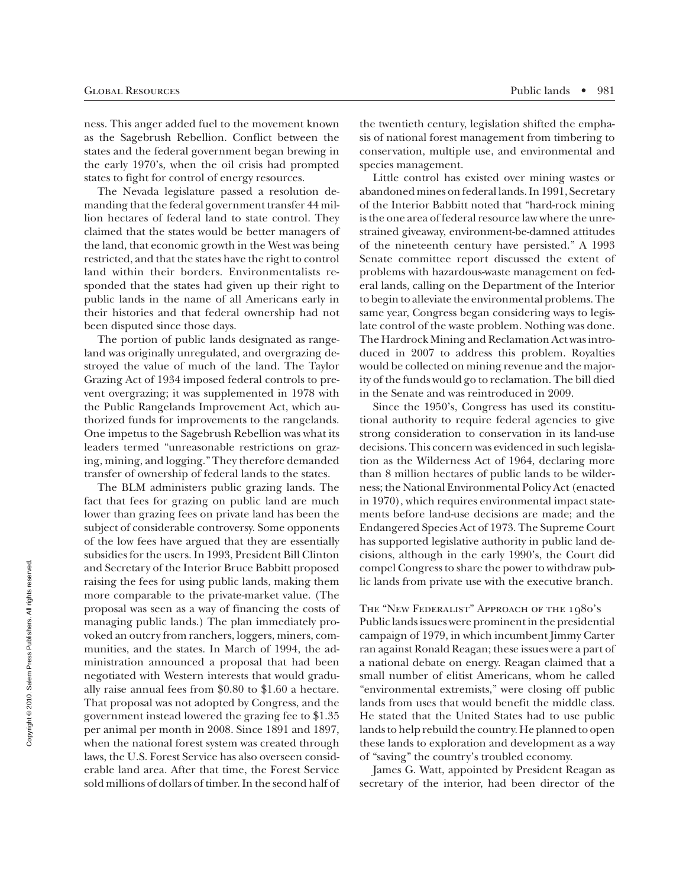ness. This anger added fuel to the movement known as the Sagebrush Rebellion. Conflict between the states and the federal government began brewing in the early 1970's, when the oil crisis had prompted states to fight for control of energy resources.

The Nevada legislature passed a resolution demanding that the federal government transfer 44 million hectares of federal land to state control. They claimed that the states would be better managers of the land, that economic growth in the West was being restricted, and that the states have the right to control land within their borders. Environmentalists responded that the states had given up their right to public lands in the name of all Americans early in their histories and that federal ownership had not been disputed since those days.

The portion of public lands designated as rangeland was originally unregulated, and overgrazing destroyed the value of much of the land. The Taylor Grazing Act of 1934 imposed federal controls to prevent overgrazing; it was supplemented in 1978 with the Public Rangelands Improvement Act, which authorized funds for improvements to the rangelands. One impetus to the Sagebrush Rebellion was what its leaders termed "unreasonable restrictions on grazing, mining, and logging." They therefore demanded transfer of ownership of federal lands to the states.

The BLM administers public grazing lands. The fact that fees for grazing on public land are much lower than grazing fees on private land has been the subject of considerable controversy. Some opponents of the low fees have argued that they are essentially subsidies for the users. In 1993, President Bill Clinton and Secretary of the Interior Bruce Babbitt proposed raising the fees for using public lands, making them more comparable to the private-market value. (The proposal was seen as a way of financing the costs of managing public lands.) The plan immediately provoked an outcry from ranchers, loggers, miners, communities, and the states. In March of 1994, the administration announced a proposal that had been negotiated with Western interests that would gradually raise annual fees from $0.80 to $1.60 a hectare. That proposal was not adopted by Congress, and the government instead lowered the grazing fee to $1.35 per animal per month in 2008. Since 1891 and 1897, when the national forest system was created through laws, the U.S. Forest Service has also overseen considerable land area. After that time, the Forest Service sold millions of dollars of timber. In the second half of the twentieth century, legislation shifted the emphasis of national forest management from timbering to conservation, multiple use, and environmental and species management.

Little control has existed over mining wastes or abandoned mines on federal lands. In 1991, Secretary of the Interior Babbitt noted that "hard-rock mining is the one area of federal resource law where the unrestrained giveaway, environment-be-damned attitudes of the nineteenth century have persisted." A 1993 Senate committee report discussed the extent of problems with hazardous-waste management on federal lands, calling on the Department of the Interior to begin to alleviate the environmental problems. The same year, Congress began considering ways to legislate control of the waste problem. Nothing was done. The Hardrock Mining and Reclamation Act was introduced in 2007 to address this problem. Royalties would be collected on mining revenue and the majority of the funds would go to reclamation. The bill died in the Senate and was reintroduced in 2009.

Since the 1950's, Congress has used its constitutional authority to require federal agencies to give strong consideration to conservation in its land-use decisions. This concern was evidenced in such legislation as the Wilderness Act of 1964, declaring more than 8 million hectares of public lands to be wilderness; the National Environmental Policy Act (enacted in 1970), which requires environmental impact statements before land-use decisions are made; and the Endangered Species Act of 1973. The Supreme Court has supported legislative authority in public land decisions, although in the early 1990's, the Court did compel Congress to share the power to withdraw public lands from private use with the executive branch.

## The "New Federalist" Approach of the 1980's

Public lands issues were prominent in the presidential campaign of 1979, in which incumbent Jimmy Carter ran against Ronald Reagan; these issues were a part of a national debate on energy. Reagan claimed that a small number of elitist Americans, whom he called "environmental extremists," were closing off public lands from uses that would benefit the middle class. He stated that the United States had to use public lands to help rebuild the country. He planned to open these lands to exploration and development as a way of "saving" the country's troubled economy.

James G. Watt, appointed by President Reagan as secretary of the interior, had been director of the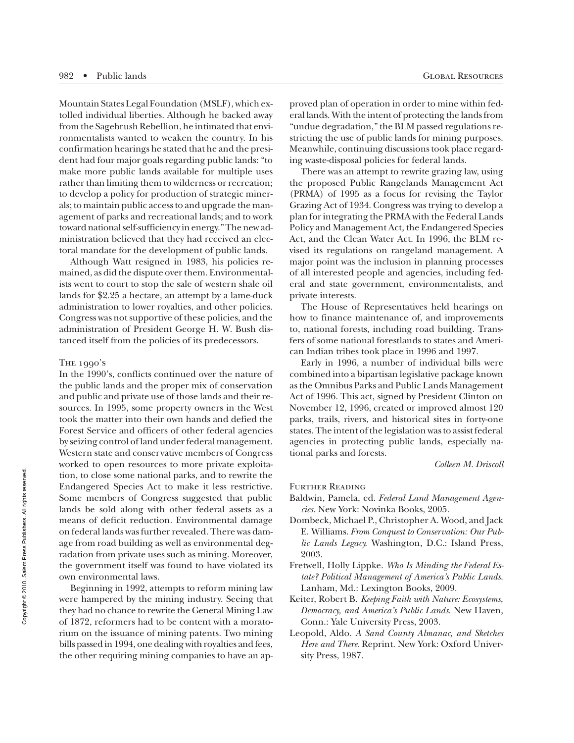Mountain States Legal Foundation (MSLF), which extolled individual liberties. Although he backed away from the Sagebrush Rebellion, he intimated that environmentalists wanted to weaken the country. In his confirmation hearings he stated that he and the president had four major goals regarding public lands: "to make more public lands available for multiple uses rather than limiting them to wilderness or recreation; to develop a policy for production of strategic minerals; to maintain public access to and upgrade the management of parks and recreational lands; and to work toward national self-sufficiency in energy." The new administration believed that they had received an electoral mandate for the development of public lands.

Although Watt resigned in 1983, his policies remained, as did the dispute over them. Environmentalists went to court to stop the sale of western shale oil lands for $2.25 a hectare, an attempt by a lame-duck administration to lower royalties, and other policies. Congress was not supportive of these policies, and the administration of President George H. W. Bush distanced itself from the policies of its predecessors.

### The 1990's

In the 1990's, conflicts continued over the nature of the public lands and the proper mix of conservation and public and private use of those lands and their resources. In 1995, some property owners in the West took the matter into their own hands and defied the Forest Service and officers of other federal agencies by seizing control of land under federal management. Western state and conservative members of Congress worked to open resources to more private exploitation, to close some national parks, and to rewrite the Endangered Species Act to make it less restrictive. Some members of Congress suggested that public lands be sold along with other federal assets as a means of deficit reduction. Environmental damage on federal lands was further revealed. There was damage from road building as well as environmental degradation from private uses such as mining. Moreover, the government itself was found to have violated its own environmental laws.

Beginning in 1992, attempts to reform mining law were hampered by the mining industry. Seeing that they had no chance to rewrite the General Mining Law of 1872, reformers had to be content with a moratorium on the issuance of mining patents. Two mining bills passed in 1994, one dealing with royalties and fees, the other requiring mining companies to have an approved plan of operation in order to mine within federal lands. With the intent of protecting the lands from "undue degradation," the BLM passed regulations restricting the use of public lands for mining purposes. Meanwhile, continuing discussions took place regarding waste-disposal policies for federal lands.

There was an attempt to rewrite grazing law, using the proposed Public Rangelands Management Act (PRMA) of 1995 as a focus for revising the Taylor Grazing Act of 1934. Congress was trying to develop a plan for integrating the PRMA with the Federal Lands Policy and Management Act, the Endangered Species Act, and the Clean Water Act. In 1996, the BLM revised its regulations on rangeland management. A major point was the inclusion in planning processes of all interested people and agencies, including federal and state government, environmentalists, and private interests.

The House of Representatives held hearings on how to finance maintenance of, and improvements to, national forests, including road building. Transfers of some national forestlands to states and American Indian tribes took place in 1996 and 1997.

Early in 1996, a number of individual bills were combined into a bipartisan legislative package known as the Omnibus Parks and Public Lands Management Act of 1996. This act, signed by President Clinton on November 12, 1996, created or improved almost 120 parks, trails, rivers, and historical sites in forty-one states. The intent of the legislation was to assist federal agencies in protecting public lands, especially national parks and forests.

*Colleen M. Driscoll*

### Further Reading

Baldwin, Pamela, ed. *Federal Land Management Agencies*. New York: Novinka Books, 2005.

Dombeck, Michael P., Christopher A. Wood, and Jack E. Williams. *From Conquest to Conservation: Our Public Lands Legacy*. Washington, D.C.: Island Press, 2003.

Fretwell, Holly Lippke. *Who Is Minding the Federal Estate? Political Management of America's Public Lands*. Lanham, Md.: Lexington Books, 2009.

Keiter, Robert B. *Keeping Faith with Nature: Ecosystems, Democracy, and America's Public Lands*. New Haven, Conn.: Yale University Press, 2003.

Leopold, Aldo. *A Sand County Almanac, and Sketches Here and There*. Reprint. New York: Oxford University Press, 1987.